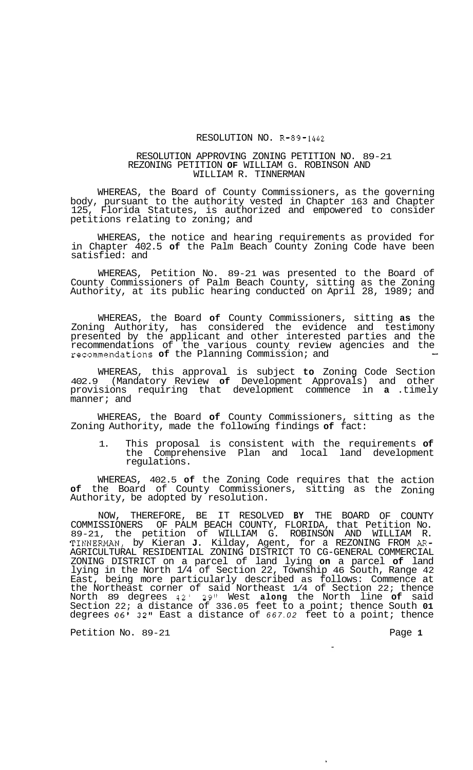RESOLUTION NO. R-89-1442

RESOLUTION APPROVING ZONING PETITION NO. 89-21
REZONING PETITION OF WILLIAM G. ROBINSON AND
WILLIAM R. TINNERMAN

WHEREAS, the Board of County Commissioners, as the governing body, pursuant to the authority vested in Chapter 163 and Chapter 125, Florida Statutes, is authorized and empowered to consider petitions relating to zoning; and

WHEREAS, the notice and hearing requirements as provided for in Chapter 402.5 of the Palm Beach County Zoning Code have been satisfied: and

WHEREAS, Petition No. 89-21 was presented to the Board of County Commissioners of Palm Beach County, sitting as the Zoning Authority, at its public hearing conducted on April 28, 1989; and

WHEREAS, the Board of County Commissioners, sitting as the Zoning Authority, has considered the evidence and testimony presented by the applicant and other interested parties and the recommendations of the various county review agencies and the recommendations of the Planning Commission; and

WHEREAS, this approval is subject to Zoning Code Section 402.9 (Mandatory Review of Development Approvals) and other provisions requiring that development commence in a timely manner; and

WHEREAS, the Board of County Commissioners, sitting as the Zoning Authority, made the following findings of fact:

1. This proposal is consistent with the requirements of the Comprehensive Plan and local land development regulations.

WHEREAS, 402.5 of the Zoning Code requires that the action of the Board of County Commissioners, sitting as the Zoning Authority, be adopted by resolution.

NOW, THEREFORE, BE IT RESOLVED BY THE BOARD OF COUNTY COMMISSIONERS OF PALM BEACH COUNTY, FLORIDA, that Petition No. 89-21, the petition of WILLIAM G. ROBINSON AND WILLIAM R. TINNERMAN, by Kieran J. Kilday, Agent, for a REZONING FROM AR-AGRICULTURAL RESIDENTIAL ZONING DISTRICT TO CG-GENERAL COMMERCIAL ZONING DISTRICT on a parcel of land lying on a parcel of land lying in the North 1/4 of Section 22, Township 46 South, Range 42 East, being more particularly described as follows: Commence at the Northeast corner of said Northeast 1/4 of Section 22; thence North 89 degrees 42' 29" West along the North line of said Section 22; a distance of 336.05 feet to a point; thence South 01 degrees 06' 32" East a distance of 667.02 feet to a point; thence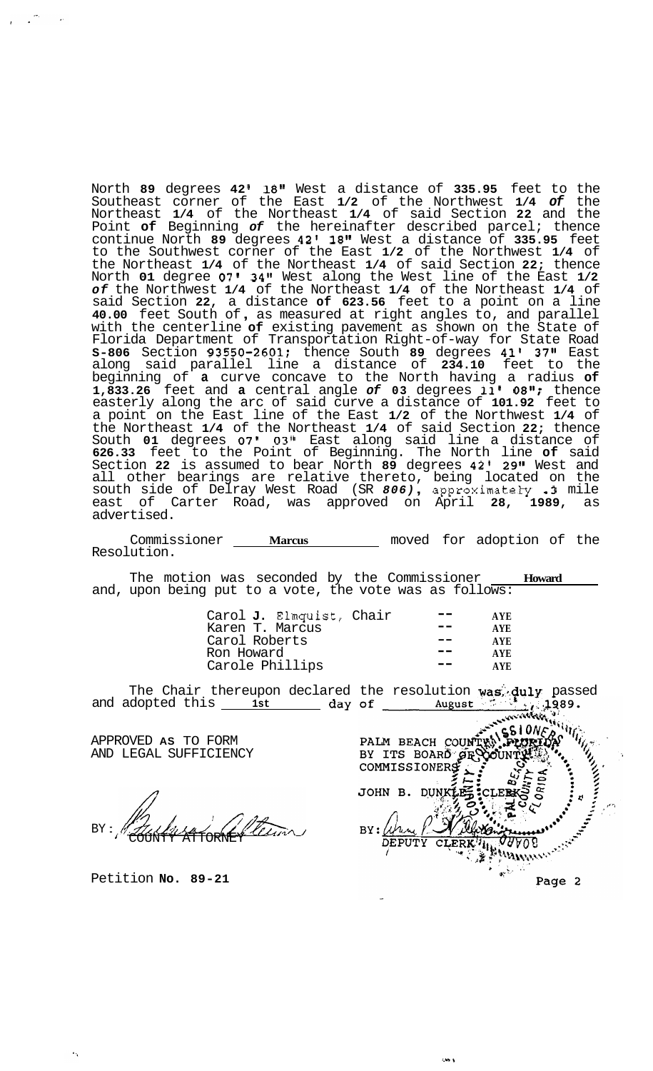North 89 degrees 42' 18" West a distance of 335.95 feet to the Southeast corner of the East 1/2 of the Northwest 1/4 of the Northeast 1/4 of the Northeast 1/4 of said Section 22 and the Point of Beginning of the hereinafter described parcel; thence continue North 89 degrees 42' 18" West a distance of 335.95 feet to the Southwest corner of the East 1/2 of the Northwest 1/4 of the Northeast 1/4 of the Northeast 1/4 of said Section 22; thence North 01 degree 07' 34" West along the West line of the East 1/2 of the Northwest 1/4 of the Northeast 1/4 of the Northeast 1/4 of said Section 22, a distance of 623.56 feet to a point on a line 40.00 feet South of, as measured at right angles to, and parallel with the centerline of existing pavement as shown on the State of Florida Department of Transportation Right-of-way for State Road S-806 Section 93550-2601; thence South 89 degrees 41' 37" East along said parallel line a distance of 234.10 feet to the beginning of a curve concave to the North having a radius of 1,833.26 feet and a central angle of 03 degrees 11' 08"; thence easterly along the arc of said curve a distance of 101.92 feet to a point on the East line of the East 1/2 of the Northwest 1/4 of the Northeast 1/4 of the Northeast 1/4 of said Section 22; thence South 01 degrees 07' 03" East along said line a distance of 626.33 feet to the Point of Beginning. The North line of said Section 22 is assumed to bear North 89 degrees 42' 29" West and all other bearings are relative thereto, being located on the south side of Delray West Road (SR 806), approximately .3 mile east of Carter Road, was approved on April 28, 1989, as advertised.

Commissioner Marcus moved for adoption of the Resolution.

The motion was seconded by the Commissioner Howard and, upon being put to a vote, the vote was as follows:

| | | |
|---|---|---|
| Carol J. Elmquist, Chair | -- | AYE |
| Karen T. Marcus | -- | AYE |
| Carol Roberts | -- | AYE |
| Ron Howard | -- | AYE |
| Carole Phillips | -- | AYE |

The Chair thereupon declared the resolution was duly passed and adopted this 1st day of August, 1989.

APPROVED AS TO FORM AND LEGAL SUFFICIENCY

BY: COUNTY ATTORNEY

PALM BEACH COUNTY, FLORIDA
BY ITS BOARD OF COUNTY COMMISSIONERS

JOHN B. DUNKLE, CLERK

BY: DEPUTY CLERK

Petition No. 89-21